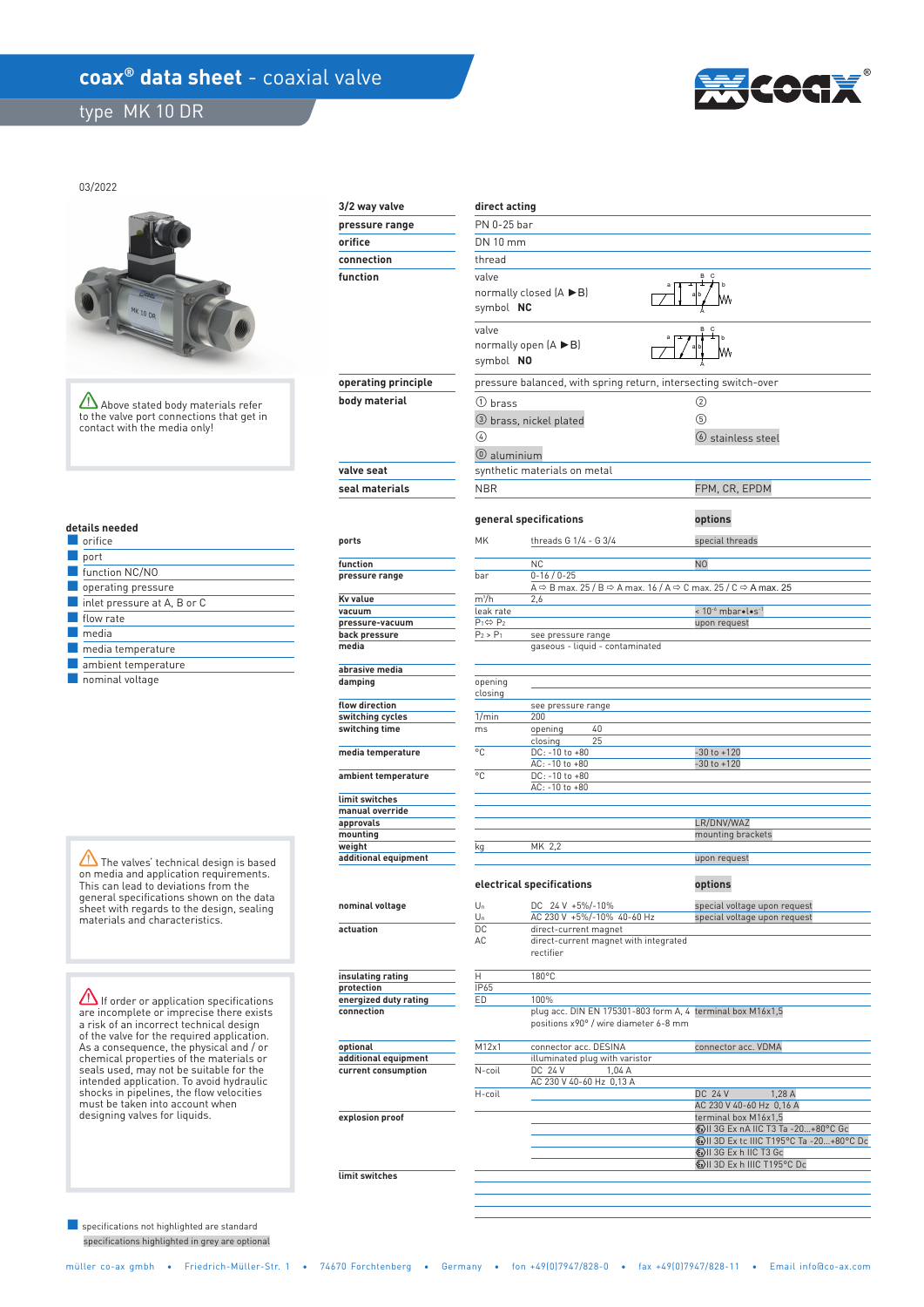# coax® data sheet - coaxial valve

## type MK 10 DR

03/2022

⚠ Above stated body materials refer to the valve port connections that get in contact with the media only!

| | | |
|---|---|---|
| **3/2 way valve** | **direct acting** | |
| **pressure range** | PN 0-25 bar | |
| **orifice** | DN 10 mm | |
| **connection** | thread | |
| **function** | valve normally closed (A ► B) symbol **NC** | |
| | valve normally open (A ► B) symbol **NO** | |
| **operating principle** | pressure balanced, with spring return, intersecting switch-over | |
| **body material** | ① brass | ② |
| | ③ brass, nickel plated | ⑤ |
| | ④ | ⑥ stainless steel |
| | ⑧ aluminium | |
| **valve seat** | synthetic materials on metal | |
| **seal materials** | NBR | FPM, CR, EPDM |

### details needed

- orifice
- port
- function NC/NO
- operating pressure
- inlet pressure at A, B or C
- flow rate
- media
- media temperature
- ambient temperature
- nominal voltage

### general specifications

| | | general specifications | options |
|---|---|---|---|
| **ports** | MK | threads G 1/4 - G 3/4 | special threads |
| **function** | | NC | NO |
| **pressure range** | bar | 0-16 / 0-25 | |
| | | A ⇨ B max. 25 / B ⇨ A max. 16 / A ⇨ C max. 25 / C ⇨ A max. 25 | |
| **Kv value** | m³/h | 2,6 | |
| **vacuum** | leak rate | | < $10^{-6}$ mbar•l•s⁻¹ |
| **pressure-vacuum** | P1 ⇨ P2 | | upon request |
| **back pressure** | P2 > P1 | see pressure range | |
| **media** | | gaseous - liquid - contaminated | |
| **abrasive media** | | | |
| **damping** | opening | | |
| | closing | | |
| **flow direction** | | see pressure range | |
| **switching cycles** | 1/min | 200 | |
| **switching time** | ms | opening 40 | |
| | | closing 25 | |
| **media temperature** | °C | DC: -10 to +80 | -30 to +120 |
| | | AC: -10 to +80 | -30 to +120 |
| **ambient temperature** | °C | DC: -10 to +80 | |
| | | AC: -10 to +80 | |
| **limit switches** | | | |
| **manual override** | | | |
| **approvals** | | | LR/DNV/WAZ |
| **mounting** | | | mounting brackets |
| **weight** | kg | MK 2,2 | |
| **additional equipment** | | | upon request |

⚠ The valves' technical design is based on media and application requirements. This can lead to deviations from the general specifications shown on the data sheet with regards to the design, sealing materials and characteristics.

### electrical specifications

| | | electrical specifications | options |
|---|---|---|---|
| **nominal voltage** | $U_n$ | DC 24 V +5%/-10% | special voltage upon request |
| | $U_n$ | AC 230 V +5%/-10% 40-60 Hz | special voltage upon request |
| **actuation** | DC | direct-current magnet | |
| | AC | direct-current magnet with integrated rectifier | |
| **insulating rating** | H | 180°C | |
| **protection** | IP65 | | |
| **energized duty rating** | ED | 100% | |
| **connection** | | plug acc. DIN EN 175301-803 form A, 4 positions x90° / wire diameter 6-8 mm | terminal box M16x1,5 |
| **optional** | M12x1 | connector acc. DESINA | connector acc. VDMA |
| **additional equipment** | | illuminated plug with varistor | |
| **current consumption** | N-coil | DC 24 V 1,04 A | |
| | | AC 230 V 40-60 Hz 0,13 A | |
| | H-coil | | DC 24 V 1,28 A |
| | | | AC 230 V 40-60 Hz 0,16 A |
| **explosion proof** | | | terminal box M16x1,5 |
| | | | Ex II 3G Ex nA IIC T3 Ta -20...+80°C Gc |
| | | | Ex II 3D Ex tc IIIC T195°C Ta -20...+80°C Dc |
| | | | Ex II 3G Ex h IIC T3 Gc |
| | | | Ex II 3D Ex h IIIC T195°C Dc |
| **limit switches** | | | |

⚠ If order or application specifications are incomplete or imprecise there exists a risk of an incorrect technical design of the valve for the required application. As a consequence, the physical and / or chemical properties of the materials or seals used, may not be suitable for the intended application. To avoid hydraulic shocks in pipelines, the flow velocities must be taken into account when designing valves for liquids.

- specifications not highlighted are standard
- specifications highlighted in grey are optional

müller co-ax gmbh • Friedrich-Müller-Str. 1 • 74670 Forchtenberg • Germany • fon +49(0)7947/828-0 • fax +49(0)7947/828-11 • Email info@co-ax.com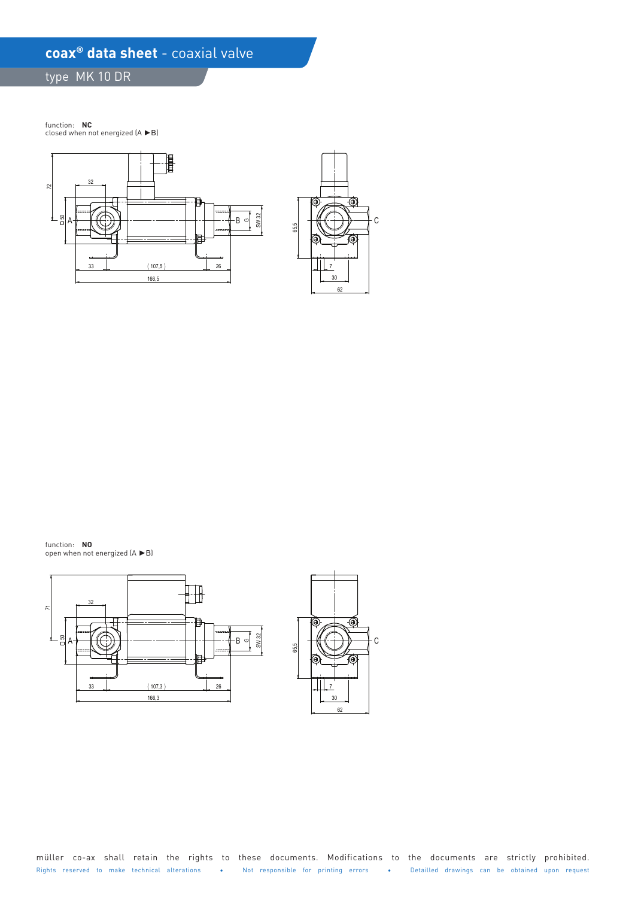# coax® data sheet - coaxial valve

## type MK 10 DR

function: **NC**
closed when not energized (A ►B)

72
32
□ 50
A
B
G
SW 32
33
( 107,5 )
26
166,5
65,5
C
7
30
62

function: **NO**
open when not energized (A ►B)

71
32
□ 50
A
B
G
SW 32
33
( 107,3 )
26
166,3
65,5
C
7
30
62

müller co-ax shall retain the rights to these documents. Modifications to the documents are strictly prohibited.
Rights reserved to make technical alterations • Not responsible for printing errors • Detailled drawings can be obtained upon request